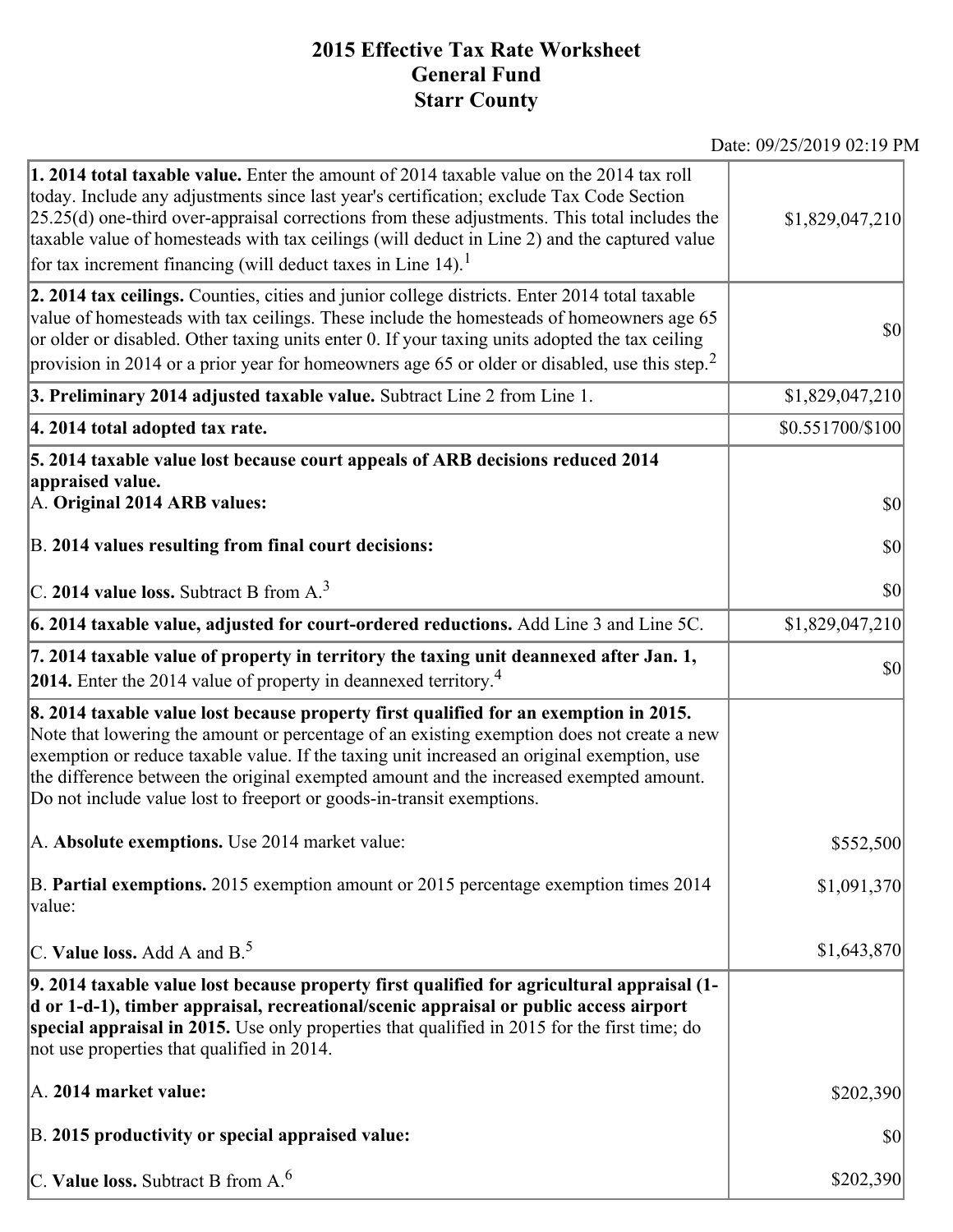# 2015 Effective Tax Rate Worksheet
## General Fund
## Starr County

Date: 09/25/2019 02:19 PM

| Description | Amount |
|---|---|
| **1. 2014 total taxable value.** Enter the amount of 2014 taxable value on the 2014 tax roll today. Include any adjustments since last year's certification; exclude Tax Code Section 25.25(d) one-third over-appraisal corrections from these adjustments. This total includes the taxable value of homesteads with tax ceilings (will deduct in Line 2) and the captured value for tax increment financing (will deduct taxes in Line 14).[1] | $1,829,047,210 |
| **2. 2014 tax ceilings.** Counties, cities and junior college districts. Enter 2014 total taxable value of homesteads with tax ceilings. These include the homesteads of homeowners age 65 or older or disabled. Other taxing units enter 0. If your taxing units adopted the tax ceiling provision in 2014 or a prior year for homeowners age 65 or older or disabled, use this step.[2] | $0 |
| **3. Preliminary 2014 adjusted taxable value.** Subtract Line 2 from Line 1. | $1,829,047,210 |
| **4. 2014 total adopted tax rate.** | $0.551700/$100 |
| **5. 2014 taxable value lost because court appeals of ARB decisions reduced 2014 appraised value.** | |
| A. **Original 2014 ARB values:** | $0 |
| B. **2014 values resulting from final court decisions:** | $0 |
| C. **2014 value loss.** Subtract B from A.[3] | $0 |
| **6. 2014 taxable value, adjusted for court-ordered reductions.** Add Line 3 and Line 5C. | $1,829,047,210 |
| **7. 2014 taxable value of property in territory the taxing unit deannexed after Jan. 1, 2014.** Enter the 2014 value of property in deannexed territory.[4] | $0 |
| **8. 2014 taxable value lost because property first qualified for an exemption in 2015.** Note that lowering the amount or percentage of an existing exemption does not create a new exemption or reduce taxable value. If the taxing unit increased an original exemption, use the difference between the original exempted amount and the increased exempted amount. Do not include value lost to freeport or goods-in-transit exemptions. | |
| A. **Absolute exemptions.** Use 2014 market value: | $552,500 |
| B. **Partial exemptions.** 2015 exemption amount or 2015 percentage exemption times 2014 value: | $1,091,370 |
| C. **Value loss.** Add A and B.[5] | $1,643,870 |
| **9. 2014 taxable value lost because property first qualified for agricultural appraisal (1-d or 1-d-1), timber appraisal, recreational/scenic appraisal or public access airport special appraisal in 2015.** Use only properties that qualified in 2015 for the first time; do not use properties that qualified in 2014. | |
| A. **2014 market value:** | $202,390 |
| B. **2015 productivity or special appraised value:** | $0 |
| C. **Value loss.** Subtract B from A.[6] | $202,390 |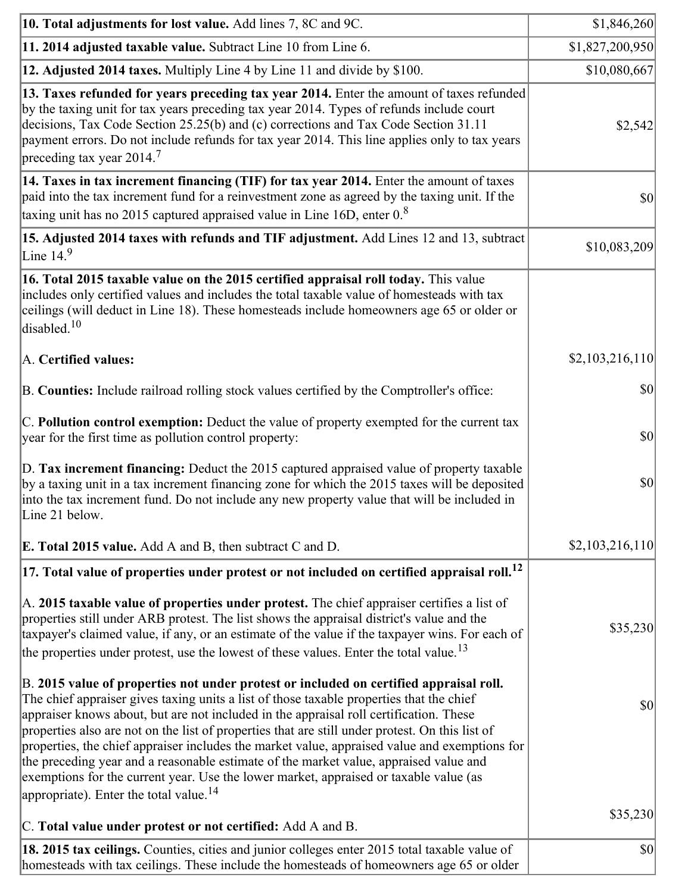| | |
|---|---|
| **10. Total adjustments for lost value.** Add lines 7, 8C and 9C. | $1,846,260 |
| **11. 2014 adjusted taxable value.** Subtract Line 10 from Line 6. | $1,827,200,950 |
| **12. Adjusted 2014 taxes.** Multiply Line 4 by Line 11 and divide by $100. | $10,080,667 |
| **13. Taxes refunded for years preceding tax year 2014.** Enter the amount of taxes refunded by the taxing unit for tax years preceding tax year 2014. Types of refunds include court decisions, Tax Code Section 25.25(b) and (c) corrections and Tax Code Section 31.11 payment errors. Do not include refunds for tax year 2014. This line applies only to tax years preceding tax year 2014.[7] | $2,542 |
| **14. Taxes in tax increment financing (TIF) for tax year 2014.** Enter the amount of taxes paid into the tax increment fund for a reinvestment zone as agreed by the taxing unit. If the taxing unit has no 2015 captured appraised value in Line 16D, enter 0.[8] | $0 |
| **15. Adjusted 2014 taxes with refunds and TIF adjustment.** Add Lines 12 and 13, subtract Line 14.[9] | $10,083,209 |
| **16. Total 2015 taxable value on the 2015 certified appraisal roll today.** This value includes only certified values and includes the total taxable value of homesteads with tax ceilings (will deduct in Line 18). These homesteads include homeowners age 65 or older or disabled.[10] | |
| A. **Certified values:** | $2,103,216,110 |
| B. **Counties:** Include railroad rolling stock values certified by the Comptroller's office: | $0 |
| C. **Pollution control exemption:** Deduct the value of property exempted for the current tax year for the first time as pollution control property: | $0 |
| D. **Tax increment financing:** Deduct the 2015 captured appraised value of property taxable by a taxing unit in a tax increment financing zone for which the 2015 taxes will be deposited into the tax increment fund. Do not include any new property value that will be included in Line 21 below. | $0 |
| **E. Total 2015 value.** Add A and B, then subtract C and D. | $2,103,216,110 |
| **17. Total value of properties under protest or not included on certified appraisal roll.**[12] | |
| A. **2015 taxable value of properties under protest.** The chief appraiser certifies a list of properties still under ARB protest. The list shows the appraisal district's value and the taxpayer's claimed value, if any, or an estimate of the value if the taxpayer wins. For each of the properties under protest, use the lowest of these values. Enter the total value.[13] | $35,230 |
| B. **2015 value of properties not under protest or included on certified appraisal roll.** The chief appraiser gives taxing units a list of those taxable properties that the chief appraiser knows about, but are not included in the appraisal roll certification. These properties also are not on the list of properties that are still under protest. On this list of properties, the chief appraiser includes the market value, appraised value and exemptions for the preceding year and a reasonable estimate of the market value, appraised value and exemptions for the current year. Use the lower market, appraised or taxable value (as appropriate). Enter the total value.[14] | $0 |
| C. **Total value under protest or not certified:** Add A and B. | $35,230 |
| **18. 2015 tax ceilings.** Counties, cities and junior colleges enter 2015 total taxable value of homesteads with tax ceilings. These include the homesteads of homeowners age 65 or older | $0 |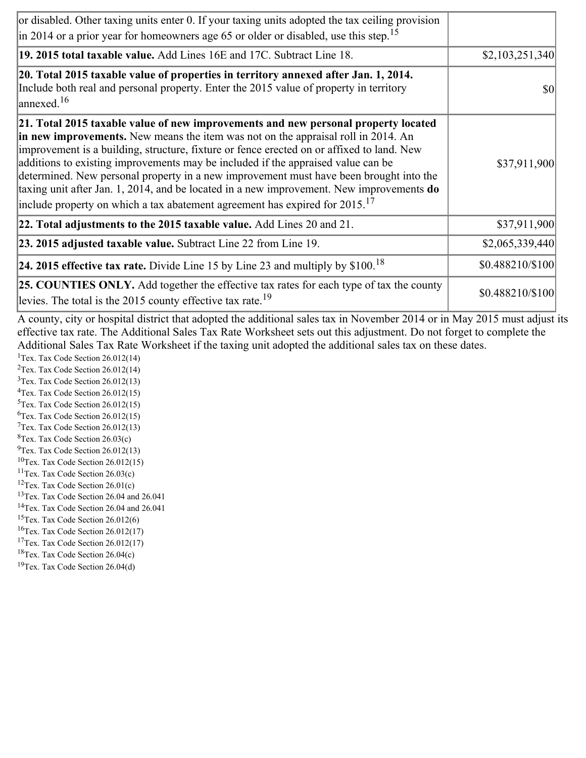| | |
|---|---|
| or disabled. Other taxing units enter 0. If your taxing units adopted the tax ceiling provision in 2014 or a prior year for homeowners age 65 or older or disabled, use this step.[15] | |
| **19. 2015 total taxable value.** Add Lines 16E and 17C. Subtract Line 18. | $2,103,251,340 |
| **20. Total 2015 taxable value of properties in territory annexed after Jan. 1, 2014.** Include both real and personal property. Enter the 2015 value of property in territory annexed.[16] | $0 |
| **21. Total 2015 taxable value of new improvements and new personal property located in new improvements.** New means the item was not on the appraisal roll in 2014. An improvement is a building, structure, fixture or fence erected on or affixed to land. New additions to existing improvements may be included if the appraised value can be determined. New personal property in a new improvement must have been brought into the taxing unit after Jan. 1, 2014, and be located in a new improvement. New improvements **do** include property on which a tax abatement agreement has expired for 2015.[17] | $37,911,900 |
| **22. Total adjustments to the 2015 taxable value.** Add Lines 20 and 21. | $37,911,900 |
| **23. 2015 adjusted taxable value.** Subtract Line 22 from Line 19. | $2,065,339,440 |
| **24. 2015 effective tax rate.** Divide Line 15 by Line 23 and multiply by $100.[18] | $0.488210/$100 |
| **25. COUNTIES ONLY.** Add together the effective tax rates for each type of tax the county levies. The total is the 2015 county effective tax rate.[19] | $0.488210/$100 |

A county, city or hospital district that adopted the additional sales tax in November 2014 or in May 2015 must adjust its effective tax rate. The Additional Sales Tax Rate Worksheet sets out this adjustment. Do not forget to complete the Additional Sales Tax Rate Worksheet if the taxing unit adopted the additional sales tax on these dates.

[1]Tex. Tax Code Section 26.012(14)
[2]Tex. Tax Code Section 26.012(14)
[3]Tex. Tax Code Section 26.012(13)
[4]Tex. Tax Code Section 26.012(15)
[5]Tex. Tax Code Section 26.012(15)
[6]Tex. Tax Code Section 26.012(15)
[7]Tex. Tax Code Section 26.012(13)
[8]Tex. Tax Code Section 26.03(c)
[9]Tex. Tax Code Section 26.012(13)
[10]Tex. Tax Code Section 26.012(15)
[11]Tex. Tax Code Section 26.03(c)
[12]Tex. Tax Code Section 26.01(c)
[13]Tex. Tax Code Section 26.04 and 26.041
[14]Tex. Tax Code Section 26.04 and 26.041
[15]Tex. Tax Code Section 26.012(6)
[16]Tex. Tax Code Section 26.012(17)
[17]Tex. Tax Code Section 26.012(17)
[18]Tex. Tax Code Section 26.04(c)
[19]Tex. Tax Code Section 26.04(d)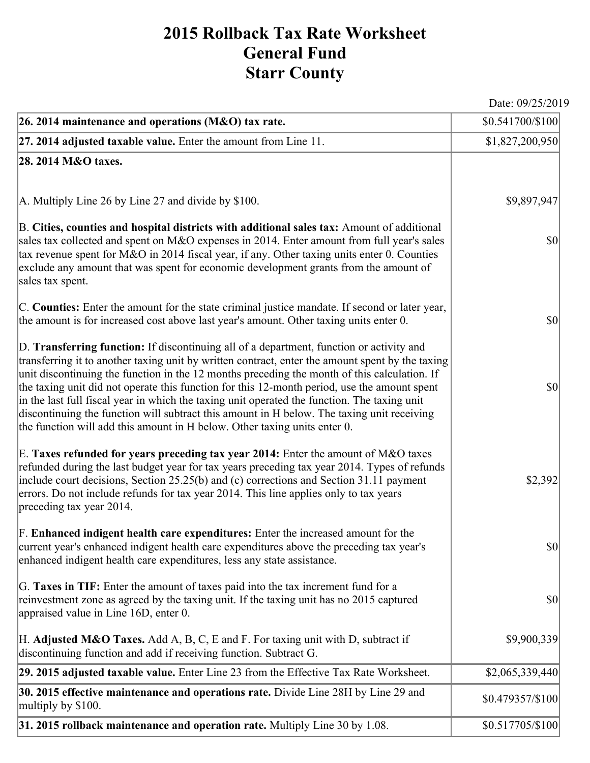# 2015 Rollback Tax Rate Worksheet
# General Fund
# Starr County

Date: 09/25/2019

| | |
|---|---|
| **26. 2014 maintenance and operations (M&O) tax rate.** | $0.541700/$100 |
| **27. 2014 adjusted taxable value.** Enter the amount from Line 11. | $1,827,200,950 |
| **28. 2014 M&O taxes.** | |
| A. Multiply Line 26 by Line 27 and divide by $100. | $9,897,947 |
| B. **Cities, counties and hospital districts with additional sales tax:** Amount of additional sales tax collected and spent on M&O expenses in 2014. Enter amount from full year's sales tax revenue spent for M&O in 2014 fiscal year, if any. Other taxing units enter 0. Counties exclude any amount that was spent for economic development grants from the amount of sales tax spent. | $0 |
| C. **Counties:** Enter the amount for the state criminal justice mandate. If second or later year, the amount is for increased cost above last year's amount. Other taxing units enter 0. | $0 |
| D. **Transferring function:** If discontinuing all of a department, function or activity and transferring it to another taxing unit by written contract, enter the amount spent by the taxing unit discontinuing the function in the 12 months preceding the month of this calculation. If the taxing unit did not operate this function for this 12-month period, use the amount spent in the last full fiscal year in which the taxing unit operated the function. The taxing unit discontinuing the function will subtract this amount in H below. The taxing unit receiving the function will add this amount in H below. Other taxing units enter 0. | $0 |
| E. **Taxes refunded for years preceding tax year 2014:** Enter the amount of M&O taxes refunded during the last budget year for tax years preceding tax year 2014. Types of refunds include court decisions, Section 25.25(b) and (c) corrections and Section 31.11 payment errors. Do not include refunds for tax year 2014. This line applies only to tax years preceding tax year 2014. | $2,392 |
| F. **Enhanced indigent health care expenditures:** Enter the increased amount for the current year's enhanced indigent health care expenditures above the preceding tax year's enhanced indigent health care expenditures, less any state assistance. | $0 |
| G. **Taxes in TIF:** Enter the amount of taxes paid into the tax increment fund for a reinvestment zone as agreed by the taxing unit. If the taxing unit has no 2015 captured appraised value in Line 16D, enter 0. | $0 |
| H. **Adjusted M&O Taxes.** Add A, B, C, E and F. For taxing unit with D, subtract if discontinuing function and add if receiving function. Subtract G. | $9,900,339 |
| **29. 2015 adjusted taxable value.** Enter Line 23 from the Effective Tax Rate Worksheet. | $2,065,339,440 |
| **30. 2015 effective maintenance and operations rate.** Divide Line 28H by Line 29 and multiply by $100. | $0.479357/$100 |
| **31. 2015 rollback maintenance and operation rate.** Multiply Line 30 by 1.08. | $0.517705/$100 |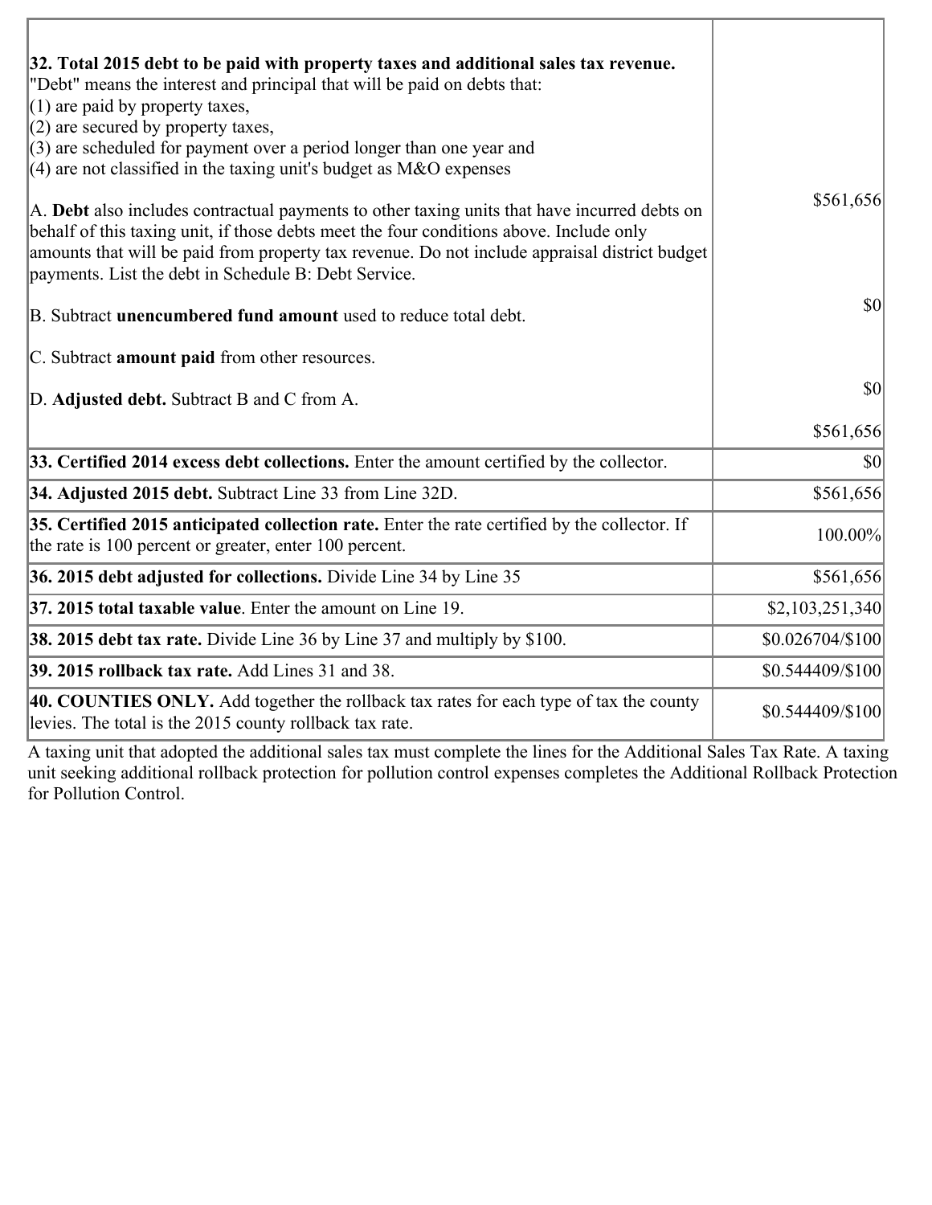| | |
|---|---|
| **32. Total 2015 debt to be paid with property taxes and additional sales tax revenue.**<br>"Debt" means the interest and principal that will be paid on debts that:<br>(1) are paid by property taxes,<br>(2) are secured by property taxes,<br>(3) are scheduled for payment over a period longer than one year and<br>(4) are not classified in the taxing unit's budget as M&O expenses<br><br>A. **Debt** also includes contractual payments to other taxing units that have incurred debts on behalf of this taxing unit, if those debts meet the four conditions above. Include only amounts that will be paid from property tax revenue. Do not include appraisal district budget payments. List the debt in Schedule B: Debt Service.<br><br>B. Subtract **unencumbered fund amount** used to reduce total debt.<br><br>C. Subtract **amount paid** from other resources.<br><br>D. **Adjusted debt.** Subtract B and C from A. | $561,656<br><br>$0<br><br>$0<br><br>$561,656 |
| **33. Certified 2014 excess debt collections.** Enter the amount certified by the collector. | $0 |
| **34. Adjusted 2015 debt.** Subtract Line 33 from Line 32D. | $561,656 |
| **35. Certified 2015 anticipated collection rate.** Enter the rate certified by the collector. If the rate is 100 percent or greater, enter 100 percent. | 100.00% |
| **36. 2015 debt adjusted for collections.** Divide Line 34 by Line 35 | $561,656 |
| **37. 2015 total taxable value**. Enter the amount on Line 19. | $2,103,251,340 |
| **38. 2015 debt tax rate.** Divide Line 36 by Line 37 and multiply by $100. | $0.026704/$100 |
| **39. 2015 rollback tax rate.** Add Lines 31 and 38. | $0.544409/$100 |
| **40. COUNTIES ONLY.** Add together the rollback tax rates for each type of tax the county levies. The total is the 2015 county rollback tax rate. | $0.544409/$100 |

A taxing unit that adopted the additional sales tax must complete the lines for the Additional Sales Tax Rate. A taxing unit seeking additional rollback protection for pollution control expenses completes the Additional Rollback Protection for Pollution Control.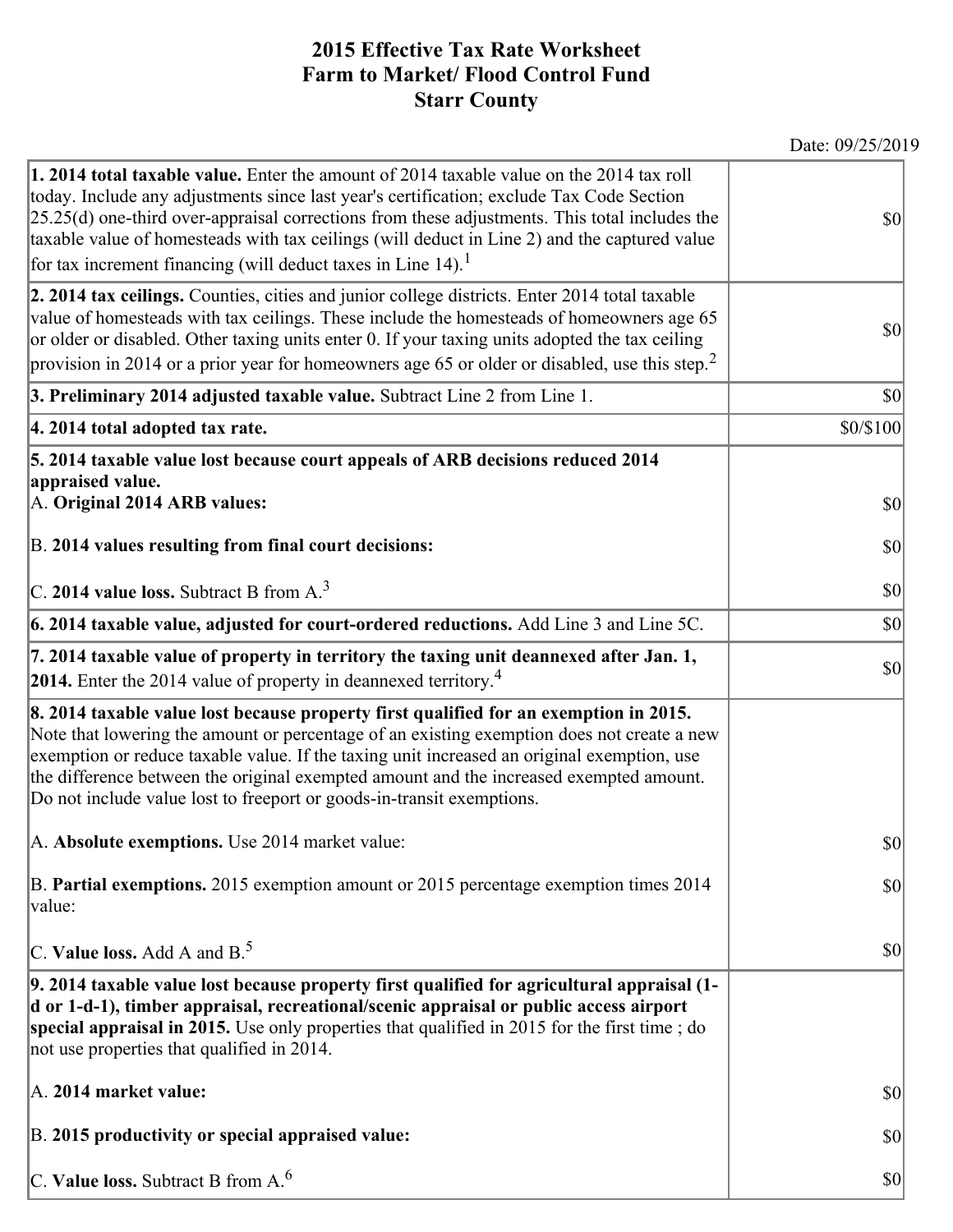# 2015 Effective Tax Rate Worksheet
# Farm to Market/ Flood Control Fund
# Starr County

Date: 09/25/2019

| | |
|---|---|
| **1. 2014 total taxable value.** Enter the amount of 2014 taxable value on the 2014 tax roll today. Include any adjustments since last year's certification; exclude Tax Code Section 25.25(d) one-third over-appraisal corrections from these adjustments. This total includes the taxable value of homesteads with tax ceilings (will deduct in Line 2) and the captured value for tax increment financing (will deduct taxes in Line 14).[1] | $0 |
| **2. 2014 tax ceilings.** Counties, cities and junior college districts. Enter 2014 total taxable value of homesteads with tax ceilings. These include the homesteads of homeowners age 65 or older or disabled. Other taxing units enter 0. If your taxing units adopted the tax ceiling provision in 2014 or a prior year for homeowners age 65 or older or disabled, use this step.[2] | $0 |
| **3. Preliminary 2014 adjusted taxable value.** Subtract Line 2 from Line 1. | $0 |
| **4. 2014 total adopted tax rate.** | $0/$100 |
| **5. 2014 taxable value lost because court appeals of ARB decisions reduced 2014 appraised value.**<br>A. **Original 2014 ARB values:**<br><br>B. **2014 values resulting from final court decisions:**<br><br>C. **2014 value loss.** Subtract B from A.[3] | <br>$0<br><br>$0<br><br>$0 |
| **6. 2014 taxable value, adjusted for court-ordered reductions.** Add Line 3 and Line 5C. | $0 |
| **7. 2014 taxable value of property in territory the taxing unit deannexed after Jan. 1, 2014.** Enter the 2014 value of property in deannexed territory.[4] | $0 |
| **8. 2014 taxable value lost because property first qualified for an exemption in 2015.** Note that lowering the amount or percentage of an existing exemption does not create a new exemption or reduce taxable value. If the taxing unit increased an original exemption, use the difference between the original exempted amount and the increased exempted amount. Do not include value lost to freeport or goods-in-transit exemptions.<br><br>A. **Absolute exemptions.** Use 2014 market value:<br><br>B. **Partial exemptions.** 2015 exemption amount or 2015 percentage exemption times 2014 value:<br><br>C. **Value loss.** Add A and B.[5] | <br><br><br><br><br>$0<br><br>$0<br><br>$0 |
| **9. 2014 taxable value lost because property first qualified for agricultural appraisal (1-d or 1-d-1), timber appraisal, recreational/scenic appraisal or public access airport special appraisal in 2015.** Use only properties that qualified in 2015 for the first time ; do not use properties that qualified in 2014.<br><br>A. **2014 market value:**<br><br>B. **2015 productivity or special appraised value:**<br><br>C. **Value loss.** Subtract B from A.[6] | <br><br><br><br>$0<br><br>$0<br><br>$0 |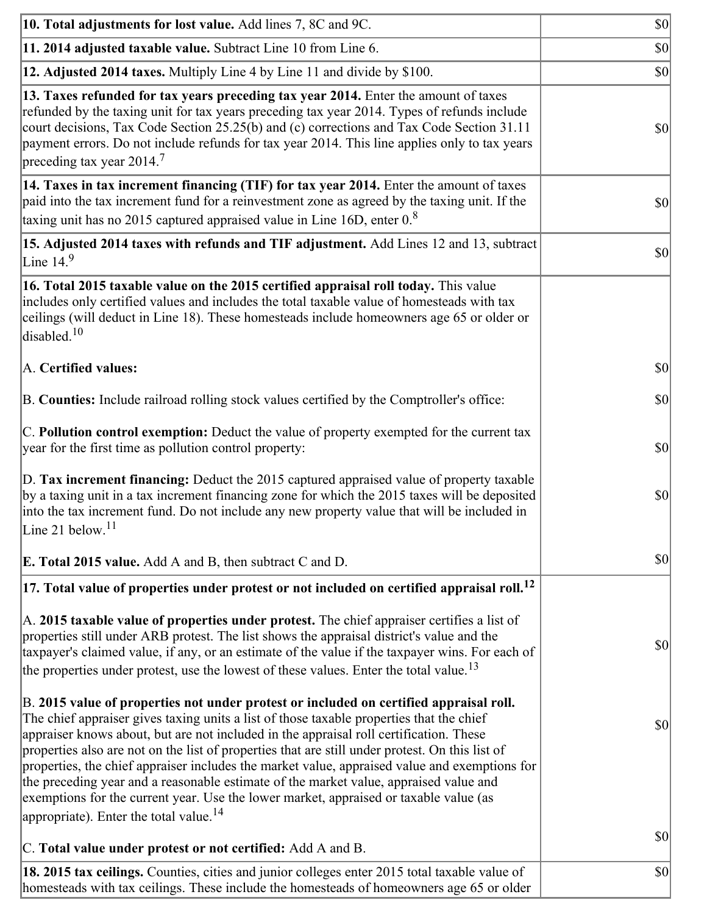| | |
|---|---|
| **10. Total adjustments for lost value.** Add lines 7, 8C and 9C. | $0 |
| **11. 2014 adjusted taxable value.** Subtract Line 10 from Line 6. | $0 |
| **12. Adjusted 2014 taxes.** Multiply Line 4 by Line 11 and divide by $100. | $0 |
| **13. Taxes refunded for tax years preceding tax year 2014.** Enter the amount of taxes refunded by the taxing unit for tax years preceding tax year 2014. Types of refunds include court decisions, Tax Code Section 25.25(b) and (c) corrections and Tax Code Section 31.11 payment errors. Do not include refunds for tax year 2014. This line applies only to tax years preceding tax year 2014.[7] | $0 |
| **14. Taxes in tax increment financing (TIF) for tax year 2014.** Enter the amount of taxes paid into the tax increment fund for a reinvestment zone as agreed by the taxing unit. If the taxing unit has no 2015 captured appraised value in Line 16D, enter 0.[8] | $0 |
| **15. Adjusted 2014 taxes with refunds and TIF adjustment.** Add Lines 12 and 13, subtract Line 14.[9] | $0 |
| **16. Total 2015 taxable value on the 2015 certified appraisal roll today.** This value includes only certified values and includes the total taxable value of homesteads with tax ceilings (will deduct in Line 18). These homesteads include homeowners age 65 or older or disabled.[10] | |
| A. **Certified values:** | $0 |
| B. **Counties:** Include railroad rolling stock values certified by the Comptroller's office: | $0 |
| C. **Pollution control exemption:** Deduct the value of property exempted for the current tax year for the first time as pollution control property: | $0 |
| D. **Tax increment financing:** Deduct the 2015 captured appraised value of property taxable by a taxing unit in a tax increment financing zone for which the 2015 taxes will be deposited into the tax increment fund. Do not include any new property value that will be included in Line 21 below.[11] | $0 |
| **E. Total 2015 value.** Add A and B, then subtract C and D. | $0 |
| **17. Total value of properties under protest or not included on certified appraisal roll.**[12] | |
| A. **2015 taxable value of properties under protest.** The chief appraiser certifies a list of properties still under ARB protest. The list shows the appraisal district's value and the taxpayer's claimed value, if any, or an estimate of the value if the taxpayer wins. For each of the properties under protest, use the lowest of these values. Enter the total value.[13] | $0 |
| B. **2015 value of properties not under protest or included on certified appraisal roll.** The chief appraiser gives taxing units a list of those taxable properties that the chief appraiser knows about, but are not included in the appraisal roll certification. These properties also are not on the list of properties that are still under protest. On this list of properties, the chief appraiser includes the market value, appraised value and exemptions for the preceding year and a reasonable estimate of the market value, appraised value and exemptions for the current year. Use the lower market, appraised or taxable value (as appropriate). Enter the total value.[14] | $0 |
| C. **Total value under protest or not certified:** Add A and B. | $0 |
| **18. 2015 tax ceilings.** Counties, cities and junior colleges enter 2015 total taxable value of homesteads with tax ceilings. These include the homesteads of homeowners age 65 or older | $0 |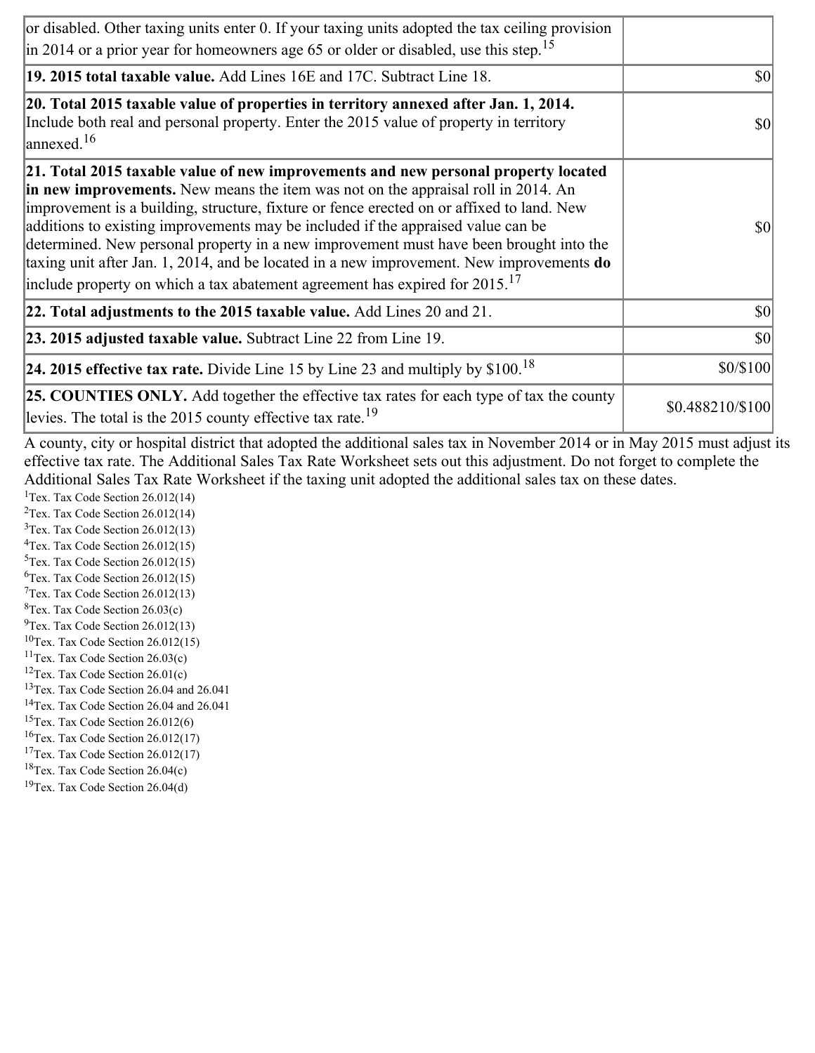| | |
|---|---|
| or disabled. Other taxing units enter 0. If your taxing units adopted the tax ceiling provision in 2014 or a prior year for homeowners age 65 or older or disabled, use this step.[15] | |
| **19. 2015 total taxable value.** Add Lines 16E and 17C. Subtract Line 18. | $0 |
| **20. Total 2015 taxable value of properties in territory annexed after Jan. 1, 2014.** Include both real and personal property. Enter the 2015 value of property in territory annexed.[16] | $0 |
| **21. Total 2015 taxable value of new improvements and new personal property located in new improvements.** New means the item was not on the appraisal roll in 2014. An improvement is a building, structure, fixture or fence erected on or affixed to land. New additions to existing improvements may be included if the appraised value can be determined. New personal property in a new improvement must have been brought into the taxing unit after Jan. 1, 2014, and be located in a new improvement. New improvements **do** include property on which a tax abatement agreement has expired for 2015.[17] | $0 |
| **22. Total adjustments to the 2015 taxable value.** Add Lines 20 and 21. | $0 |
| **23. 2015 adjusted taxable value.** Subtract Line 22 from Line 19. | $0 |
| **24. 2015 effective tax rate.** Divide Line 15 by Line 23 and multiply by $100.[18] | $0/$100 |
| **25. COUNTIES ONLY.** Add together the effective tax rates for each type of tax the county levies. The total is the 2015 county effective tax rate.[19] | $0.488210/$100 |

A county, city or hospital district that adopted the additional sales tax in November 2014 or in May 2015 must adjust its effective tax rate. The Additional Sales Tax Rate Worksheet sets out this adjustment. Do not forget to complete the Additional Sales Tax Rate Worksheet if the taxing unit adopted the additional sales tax on these dates.

[1] Tex. Tax Code Section 26.012(14)
[2] Tex. Tax Code Section 26.012(14)
[3] Tex. Tax Code Section 26.012(13)
[4] Tex. Tax Code Section 26.012(15)
[5] Tex. Tax Code Section 26.012(15)
[6] Tex. Tax Code Section 26.012(15)
[7] Tex. Tax Code Section 26.012(13)
[8] Tex. Tax Code Section 26.03(c)
[9] Tex. Tax Code Section 26.012(13)
[10] Tex. Tax Code Section 26.012(15)
[11] Tex. Tax Code Section 26.03(c)
[12] Tex. Tax Code Section 26.01(c)
[13] Tex. Tax Code Section 26.04 and 26.041
[14] Tex. Tax Code Section 26.04 and 26.041
[15] Tex. Tax Code Section 26.012(6)
[16] Tex. Tax Code Section 26.012(17)
[17] Tex. Tax Code Section 26.012(17)
[18] Tex. Tax Code Section 26.04(c)
[19] Tex. Tax Code Section 26.04(d)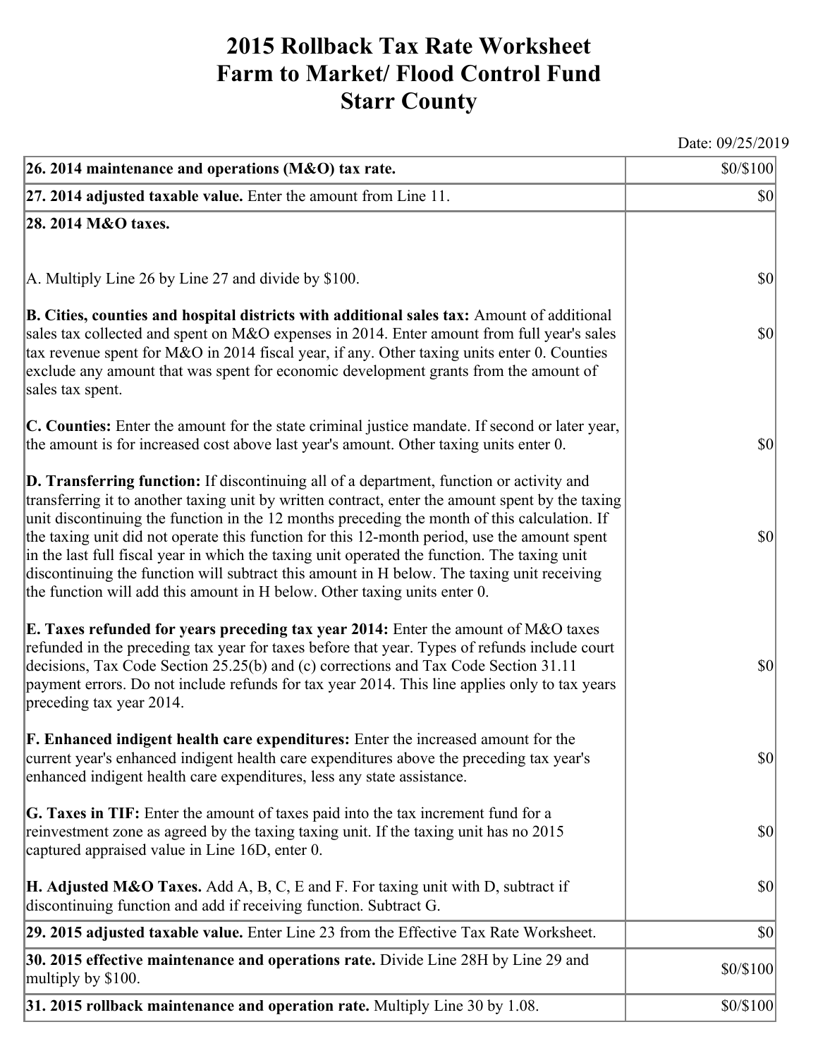# 2015 Rollback Tax Rate Worksheet
# Farm to Market/ Flood Control Fund
# Starr County

Date: 09/25/2019

| | |
|---|---|
| **26. 2014 maintenance and operations (M&O) tax rate.** | $0/$100 |
| **27. 2014 adjusted taxable value.** Enter the amount from Line 11. | $0 |
| **28. 2014 M&O taxes.** | |
| A. Multiply Line 26 by Line 27 and divide by $100. | $0 |
| **B. Cities, counties and hospital districts with additional sales tax:** Amount of additional sales tax collected and spent on M&O expenses in 2014. Enter amount from full year's sales tax revenue spent for M&O in 2014 fiscal year, if any. Other taxing units enter 0. Counties exclude any amount that was spent for economic development grants from the amount of sales tax spent. | $0 |
| **C. Counties:** Enter the amount for the state criminal justice mandate. If second or later year, the amount is for increased cost above last year's amount. Other taxing units enter 0. | $0 |
| **D. Transferring function:** If discontinuing all of a department, function or activity and transferring it to another taxing unit by written contract, enter the amount spent by the taxing unit discontinuing the function in the 12 months preceding the month of this calculation. If the taxing unit did not operate this function for this 12-month period, use the amount spent in the last full fiscal year in which the taxing unit operated the function. The taxing unit discontinuing the function will subtract this amount in H below. The taxing unit receiving the function will add this amount in H below. Other taxing units enter 0. | $0 |
| **E. Taxes refunded for years preceding tax year 2014:** Enter the amount of M&O taxes refunded in the preceding tax year for taxes before that year. Types of refunds include court decisions, Tax Code Section 25.25(b) and (c) corrections and Tax Code Section 31.11 payment errors. Do not include refunds for tax year 2014. This line applies only to tax years preceding tax year 2014. | $0 |
| **F. Enhanced indigent health care expenditures:** Enter the increased amount for the current year's enhanced indigent health care expenditures above the preceding tax year's enhanced indigent health care expenditures, less any state assistance. | $0 |
| **G. Taxes in TIF:** Enter the amount of taxes paid into the tax increment fund for a reinvestment zone as agreed by the taxing taxing unit. If the taxing unit has no 2015 captured appraised value in Line 16D, enter 0. | $0 |
| **H. Adjusted M&O Taxes.** Add A, B, C, E and F. For taxing unit with D, subtract if discontinuing function and add if receiving function. Subtract G. | $0 |
| **29. 2015 adjusted taxable value.** Enter Line 23 from the Effective Tax Rate Worksheet. | $0 |
| **30. 2015 effective maintenance and operations rate.** Divide Line 28H by Line 29 and multiply by $100. | $0/$100 |
| **31. 2015 rollback maintenance and operation rate.** Multiply Line 30 by 1.08. | $0/$100 |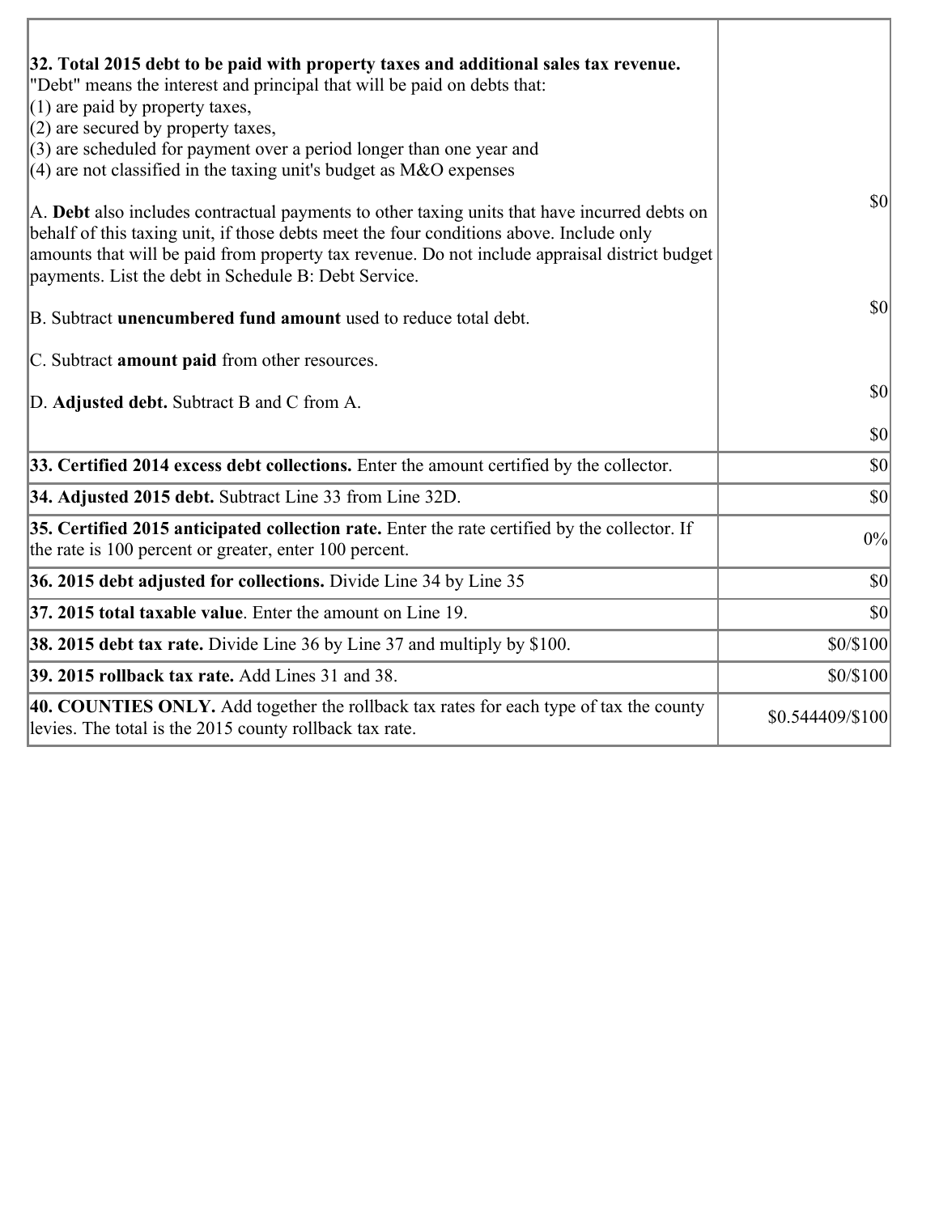| | |
|---|---|
| **32. Total 2015 debt to be paid with property taxes and additional sales tax revenue.**<br>"Debt" means the interest and principal that will be paid on debts that:<br>(1) are paid by property taxes,<br>(2) are secured by property taxes,<br>(3) are scheduled for payment over a period longer than one year and<br>(4) are not classified in the taxing unit's budget as M&O expenses<br><br>A. **Debt** also includes contractual payments to other taxing units that have incurred debts on behalf of this taxing unit, if those debts meet the four conditions above. Include only amounts that will be paid from property tax revenue. Do not include appraisal district budget payments. List the debt in Schedule B: Debt Service.<br><br>B. Subtract **unencumbered fund amount** used to reduce total debt.<br><br>C. Subtract **amount paid** from other resources.<br><br>D. **Adjusted debt.** Subtract B and C from A. | $0<br><br>$0<br><br>$0<br><br>$0 |
| **33. Certified 2014 excess debt collections.** Enter the amount certified by the collector. | $0 |
| **34. Adjusted 2015 debt.** Subtract Line 33 from Line 32D. | $0 |
| **35. Certified 2015 anticipated collection rate.** Enter the rate certified by the collector. If the rate is 100 percent or greater, enter 100 percent. | 0% |
| **36. 2015 debt adjusted for collections.** Divide Line 34 by Line 35 | $0 |
| **37. 2015 total taxable value**. Enter the amount on Line 19. | $0 |
| **38. 2015 debt tax rate.** Divide Line 36 by Line 37 and multiply by $100. | $0/$100 |
| **39. 2015 rollback tax rate.** Add Lines 31 and 38. | $0/$100 |
| **40. COUNTIES ONLY.** Add together the rollback tax rates for each type of tax the county levies. The total is the 2015 county rollback tax rate. | $0.544409/$100 |